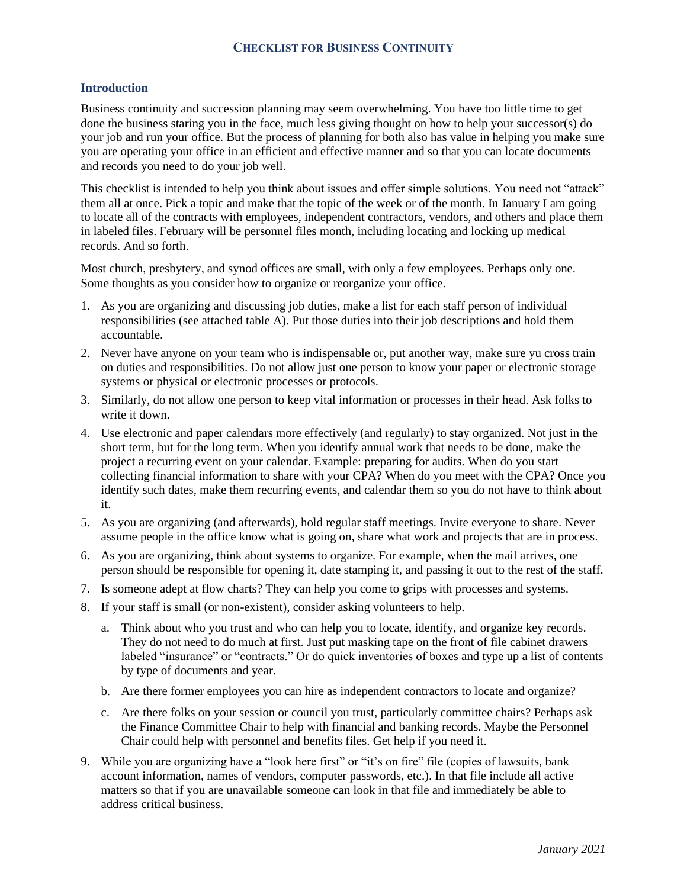# CHECKLIST FOR BUSINESS CONTINUITY

## Introduction

Business continuity and succession planning may seem overwhelming. You have too little time to get done the business staring you in the face, much less giving thought on how to help your successor(s) do your job and run your office. But the process of planning for both also has value in helping you make sure you are operating your office in an efficient and effective manner and so that you can locate documents and records you need to do your job well.

This checklist is intended to help you think about issues and offer simple solutions. You need not "attack" them all at once. Pick a topic and make that the topic of the week or of the month. In January I am going to locate all of the contracts with employees, independent contractors, vendors, and others and place them in labeled files. February will be personnel files month, including locating and locking up medical records. And so forth.

Most church, presbytery, and synod offices are small, with only a few employees. Perhaps only one. Some thoughts as you consider how to organize or reorganize your office.

1. As you are organizing and discussing job duties, make a list for each staff person of individual responsibilities (see attached table A). Put those duties into their job descriptions and hold them accountable.
2. Never have anyone on your team who is indispensable or, put another way, make sure yu cross train on duties and responsibilities. Do not allow just one person to know your paper or electronic storage systems or physical or electronic processes or protocols.
3. Similarly, do not allow one person to keep vital information or processes in their head. Ask folks to write it down.
4. Use electronic and paper calendars more effectively (and regularly) to stay organized. Not just in the short term, but for the long term. When you identify annual work that needs to be done, make the project a recurring event on your calendar. Example: preparing for audits. When do you start collecting financial information to share with your CPA? When do you meet with the CPA? Once you identify such dates, make them recurring events, and calendar them so you do not have to think about it.
5. As you are organizing (and afterwards), hold regular staff meetings. Invite everyone to share. Never assume people in the office know what is going on, share what work and projects that are in process.
6. As you are organizing, think about systems to organize. For example, when the mail arrives, one person should be responsible for opening it, date stamping it, and passing it out to the rest of the staff.
7. Is someone adept at flow charts? They can help you come to grips with processes and systems.
8. If your staff is small (or non-existent), consider asking volunteers to help.
   a. Think about who you trust and who can help you to locate, identify, and organize key records. They do not need to do much at first. Just put masking tape on the front of file cabinet drawers labeled "insurance" or "contracts." Or do quick inventories of boxes and type up a list of contents by type of documents and year.
   b. Are there former employees you can hire as independent contractors to locate and organize?
   c. Are there folks on your session or council you trust, particularly committee chairs? Perhaps ask the Finance Committee Chair to help with financial and banking records. Maybe the Personnel Chair could help with personnel and benefits files. Get help if you need it.
9. While you are organizing have a "look here first" or "it's on fire" file (copies of lawsuits, bank account information, names of vendors, computer passwords, etc.). In that file include all active matters so that if you are unavailable someone can look in that file and immediately be able to address critical business.

*January 2021*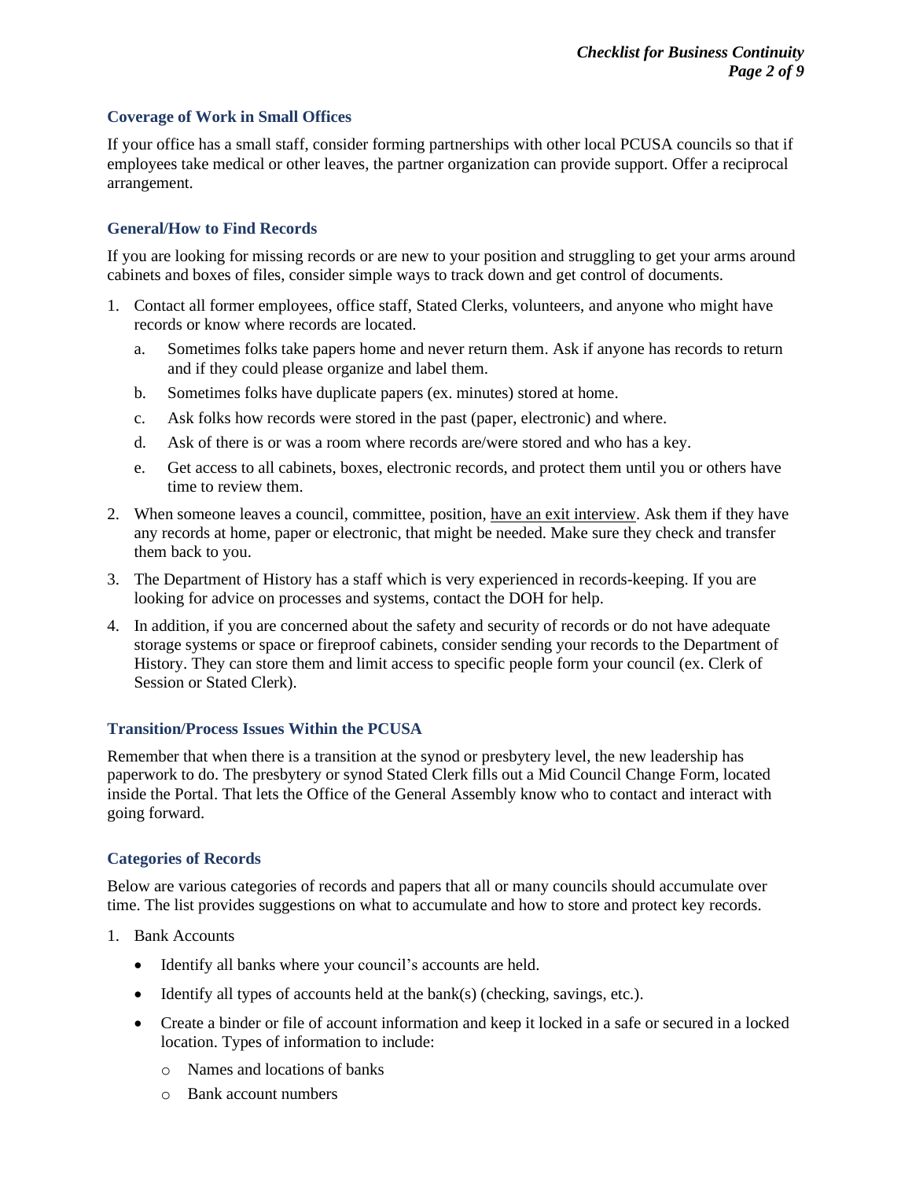### Coverage of Work in Small Offices

If your office has a small staff, consider forming partnerships with other local PCUSA councils so that if employees take medical or other leaves, the partner organization can provide support. Offer a reciprocal arrangement.

### General/How to Find Records

If you are looking for missing records or are new to your position and struggling to get your arms around cabinets and boxes of files, consider simple ways to track down and get control of documents.

1. Contact all former employees, office staff, Stated Clerks, volunteers, and anyone who might have records or know where records are located.
   a. Sometimes folks take papers home and never return them. Ask if anyone has records to return and if they could please organize and label them.
   b. Sometimes folks have duplicate papers (ex. minutes) stored at home.
   c. Ask folks how records were stored in the past (paper, electronic) and where.
   d. Ask of there is or was a room where records are/were stored and who has a key.
   e. Get access to all cabinets, boxes, electronic records, and protect them until you or others have time to review them.
2. When someone leaves a council, committee, position, <u>have an exit interview</u>. Ask them if they have any records at home, paper or electronic, that might be needed. Make sure they check and transfer them back to you.
3. The Department of History has a staff which is very experienced in records-keeping. If you are looking for advice on processes and systems, contact the DOH for help.
4. In addition, if you are concerned about the safety and security of records or do not have adequate storage systems or space or fireproof cabinets, consider sending your records to the Department of History. They can store them and limit access to specific people form your council (ex. Clerk of Session or Stated Clerk).

### Transition/Process Issues Within the PCUSA

Remember that when there is a transition at the synod or presbytery level, the new leadership has paperwork to do. The presbytery or synod Stated Clerk fills out a Mid Council Change Form, located inside the Portal. That lets the Office of the General Assembly know who to contact and interact with going forward.

### Categories of Records

Below are various categories of records and papers that all or many councils should accumulate over time. The list provides suggestions on what to accumulate and how to store and protect key records.

1. Bank Accounts
   - Identify all banks where your council's accounts are held.
   - Identify all types of accounts held at the bank(s) (checking, savings, etc.).
   - Create a binder or file of account information and keep it locked in a safe or secured in a locked location. Types of information to include:
     - Names and locations of banks
     - Bank account numbers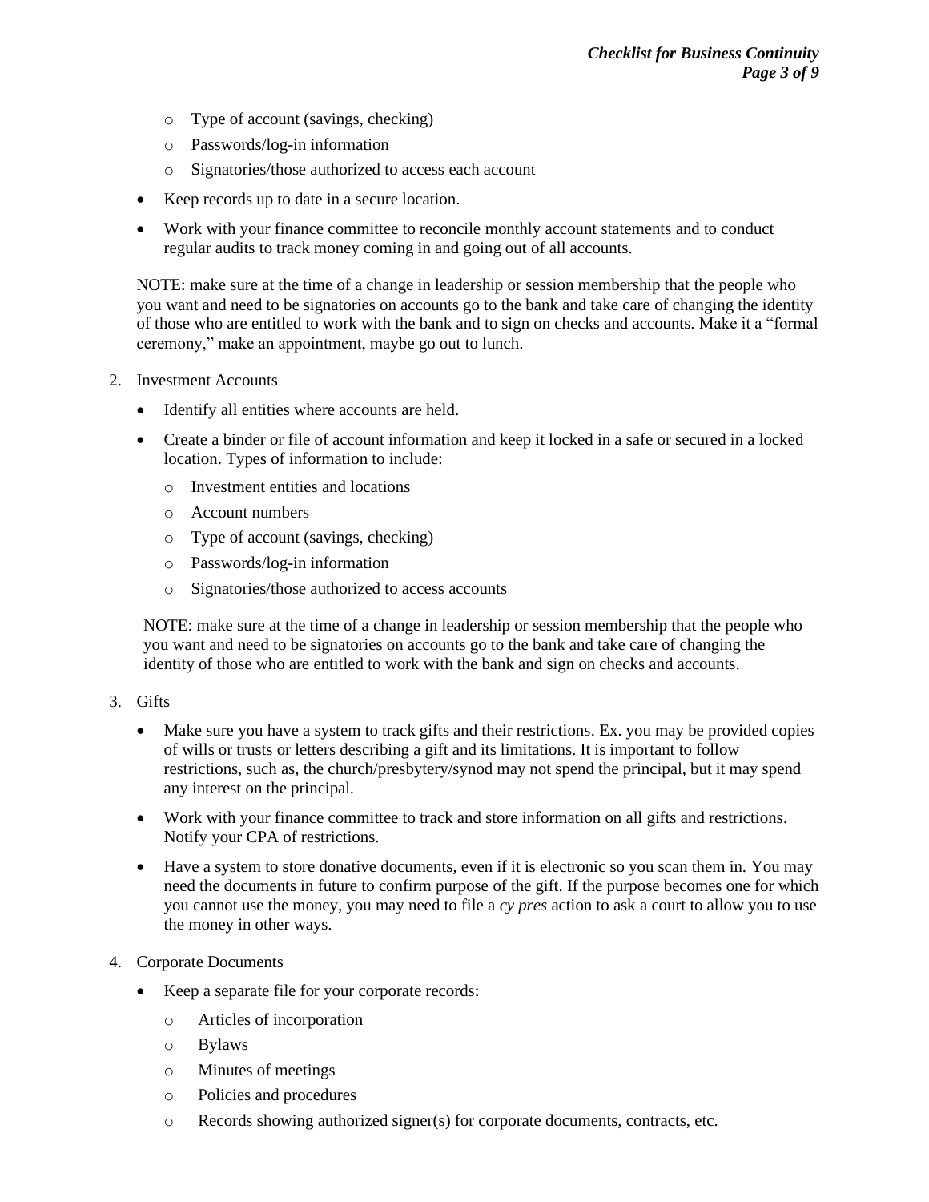- Type of account (savings, checking)
  - Passwords/log-in information
  - Signatories/those authorized to access each account
- Keep records up to date in a secure location.
- Work with your finance committee to reconcile monthly account statements and to conduct regular audits to track money coming in and going out of all accounts.

NOTE: make sure at the time of a change in leadership or session membership that the people who you want and need to be signatories on accounts go to the bank and take care of changing the identity of those who are entitled to work with the bank and to sign on checks and accounts. Make it a "formal ceremony," make an appointment, maybe go out to lunch.

2. Investment Accounts
   - Identify all entities where accounts are held.
   - Create a binder or file of account information and keep it locked in a safe or secured in a locked location. Types of information to include:
     - Investment entities and locations
     - Account numbers
     - Type of account (savings, checking)
     - Passwords/log-in information
     - Signatories/those authorized to access accounts

   NOTE: make sure at the time of a change in leadership or session membership that the people who you want and need to be signatories on accounts go to the bank and take care of changing the identity of those who are entitled to work with the bank and sign on checks and accounts.

3. Gifts
   - Make sure you have a system to track gifts and their restrictions. Ex. you may be provided copies of wills or trusts or letters describing a gift and its limitations. It is important to follow restrictions, such as, the church/presbytery/synod may not spend the principal, but it may spend any interest on the principal.
   - Work with your finance committee to track and store information on all gifts and restrictions. Notify your CPA of restrictions.
   - Have a system to store donative documents, even if it is electronic so you scan them in. You may need the documents in future to confirm purpose of the gift. If the purpose becomes one for which you cannot use the money, you may need to file a *cy pres* action to ask a court to allow you to use the money in other ways.

4. Corporate Documents
   - Keep a separate file for your corporate records:
     - Articles of incorporation
     - Bylaws
     - Minutes of meetings
     - Policies and procedures
     - Records showing authorized signer(s) for corporate documents, contracts, etc.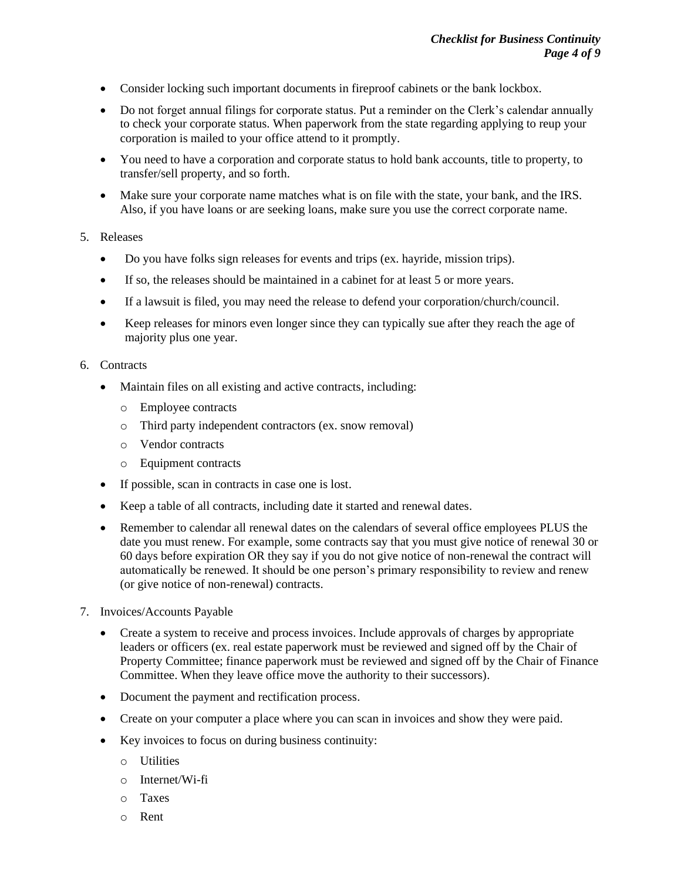- Consider locking such important documents in fireproof cabinets or the bank lockbox.
- Do not forget annual filings for corporate status. Put a reminder on the Clerk's calendar annually to check your corporate status. When paperwork from the state regarding applying to reup your corporation is mailed to your office attend to it promptly.
- You need to have a corporation and corporate status to hold bank accounts, title to property, to transfer/sell property, and so forth.
- Make sure your corporate name matches what is on file with the state, your bank, and the IRS. Also, if you have loans or are seeking loans, make sure you use the correct corporate name.

5. Releases
   - Do you have folks sign releases for events and trips (ex. hayride, mission trips).
   - If so, the releases should be maintained in a cabinet for at least 5 or more years.
   - If a lawsuit is filed, you may need the release to defend your corporation/church/council.
   - Keep releases for minors even longer since they can typically sue after they reach the age of majority plus one year.

6. Contracts
   - Maintain files on all existing and active contracts, including:
     - Employee contracts
     - Third party independent contractors (ex. snow removal)
     - Vendor contracts
     - Equipment contracts
   - If possible, scan in contracts in case one is lost.
   - Keep a table of all contracts, including date it started and renewal dates.
   - Remember to calendar all renewal dates on the calendars of several office employees PLUS the date you must renew. For example, some contracts say that you must give notice of renewal 30 or 60 days before expiration OR they say if you do not give notice of non-renewal the contract will automatically be renewed. It should be one person's primary responsibility to review and renew (or give notice of non-renewal) contracts.

7. Invoices/Accounts Payable
   - Create a system to receive and process invoices. Include approvals of charges by appropriate leaders or officers (ex. real estate paperwork must be reviewed and signed off by the Chair of Property Committee; finance paperwork must be reviewed and signed off by the Chair of Finance Committee. When they leave office move the authority to their successors).
   - Document the payment and rectification process.
   - Create on your computer a place where you can scan in invoices and show they were paid.
   - Key invoices to focus on during business continuity:
     - Utilities
     - Internet/Wi-fi
     - Taxes
     - Rent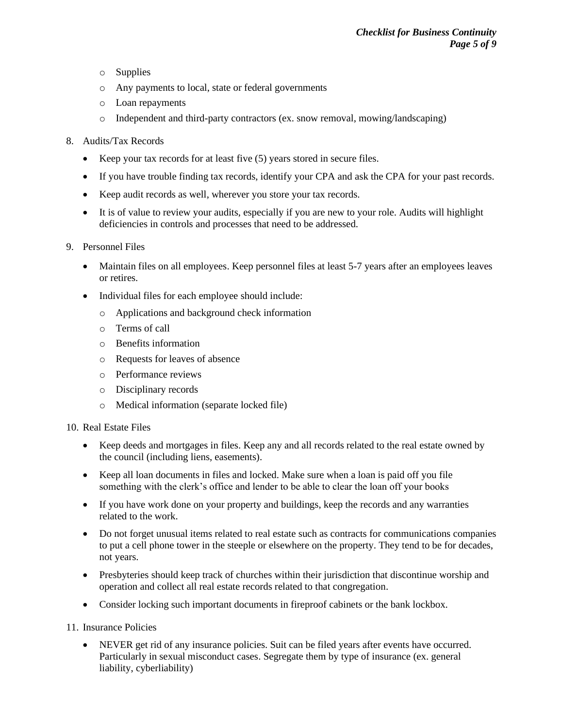- Supplies
  - Any payments to local, state or federal governments
  - Loan repayments
  - Independent and third-party contractors (ex. snow removal, mowing/landscaping)

8. Audits/Tax Records

   - Keep your tax records for at least five (5) years stored in secure files.
   - If you have trouble finding tax records, identify your CPA and ask the CPA for your past records.
   - Keep audit records as well, wherever you store your tax records.
   - It is of value to review your audits, especially if you are new to your role. Audits will highlight deficiencies in controls and processes that need to be addressed.

9. Personnel Files

   - Maintain files on all employees. Keep personnel files at least 5-7 years after an employees leaves or retires.
   - Individual files for each employee should include:
     - Applications and background check information
     - Terms of call
     - Benefits information
     - Requests for leaves of absence
     - Performance reviews
     - Disciplinary records
     - Medical information (separate locked file)

10. Real Estate Files

    - Keep deeds and mortgages in files. Keep any and all records related to the real estate owned by the council (including liens, easements).
    - Keep all loan documents in files and locked. Make sure when a loan is paid off you file something with the clerk's office and lender to be able to clear the loan off your books
    - If you have work done on your property and buildings, keep the records and any warranties related to the work.
    - Do not forget unusual items related to real estate such as contracts for communications companies to put a cell phone tower in the steeple or elsewhere on the property. They tend to be for decades, not years.
    - Presbyteries should keep track of churches within their jurisdiction that discontinue worship and operation and collect all real estate records related to that congregation.
    - Consider locking such important documents in fireproof cabinets or the bank lockbox.

11. Insurance Policies

    - NEVER get rid of any insurance policies. Suit can be filed years after events have occurred. Particularly in sexual misconduct cases. Segregate them by type of insurance (ex. general liability, cyberliability)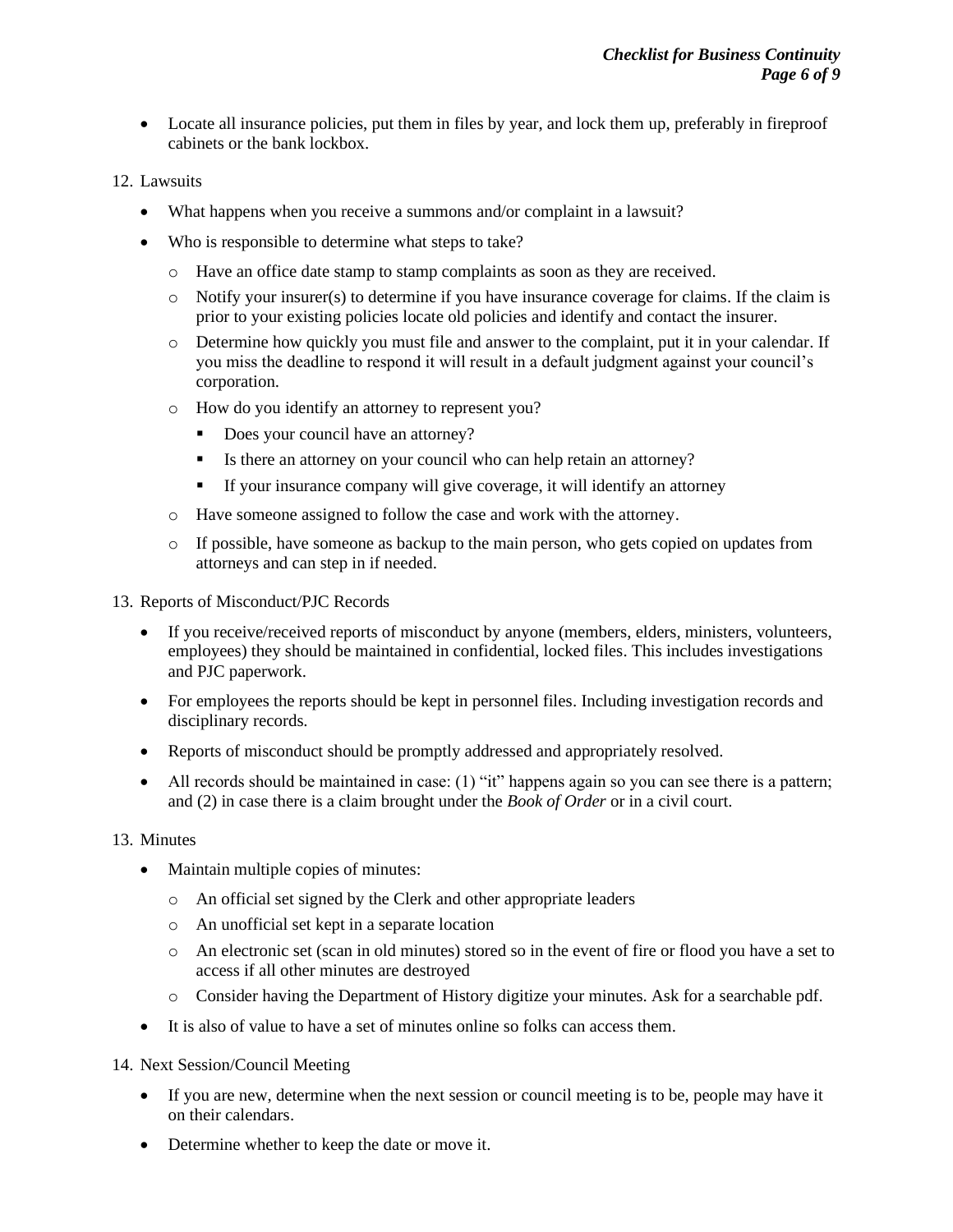- Locate all insurance policies, put them in files by year, and lock them up, preferably in fireproof cabinets or the bank lockbox.

12. Lawsuits

- What happens when you receive a summons and/or complaint in a lawsuit?
- Who is responsible to determine what steps to take?
  - Have an office date stamp to stamp complaints as soon as they are received.
  - Notify your insurer(s) to determine if you have insurance coverage for claims. If the claim is prior to your existing policies locate old policies and identify and contact the insurer.
  - Determine how quickly you must file and answer to the complaint, put it in your calendar. If you miss the deadline to respond it will result in a default judgment against your council's corporation.
  - How do you identify an attorney to represent you?
    - Does your council have an attorney?
    - Is there an attorney on your council who can help retain an attorney?
    - If your insurance company will give coverage, it will identify an attorney
  - Have someone assigned to follow the case and work with the attorney.
  - If possible, have someone as backup to the main person, who gets copied on updates from attorneys and can step in if needed.

13. Reports of Misconduct/PJC Records

- If you receive/received reports of misconduct by anyone (members, elders, ministers, volunteers, employees) they should be maintained in confidential, locked files. This includes investigations and PJC paperwork.
- For employees the reports should be kept in personnel files. Including investigation records and disciplinary records.
- Reports of misconduct should be promptly addressed and appropriately resolved.
- All records should be maintained in case: (1) "it" happens again so you can see there is a pattern; and (2) in case there is a claim brought under the *Book of Order* or in a civil court.

13. Minutes

- Maintain multiple copies of minutes:
  - An official set signed by the Clerk and other appropriate leaders
  - An unofficial set kept in a separate location
  - An electronic set (scan in old minutes) stored so in the event of fire or flood you have a set to access if all other minutes are destroyed
  - Consider having the Department of History digitize your minutes. Ask for a searchable pdf.
- It is also of value to have a set of minutes online so folks can access them.

14. Next Session/Council Meeting

- If you are new, determine when the next session or council meeting is to be, people may have it on their calendars.
- Determine whether to keep the date or move it.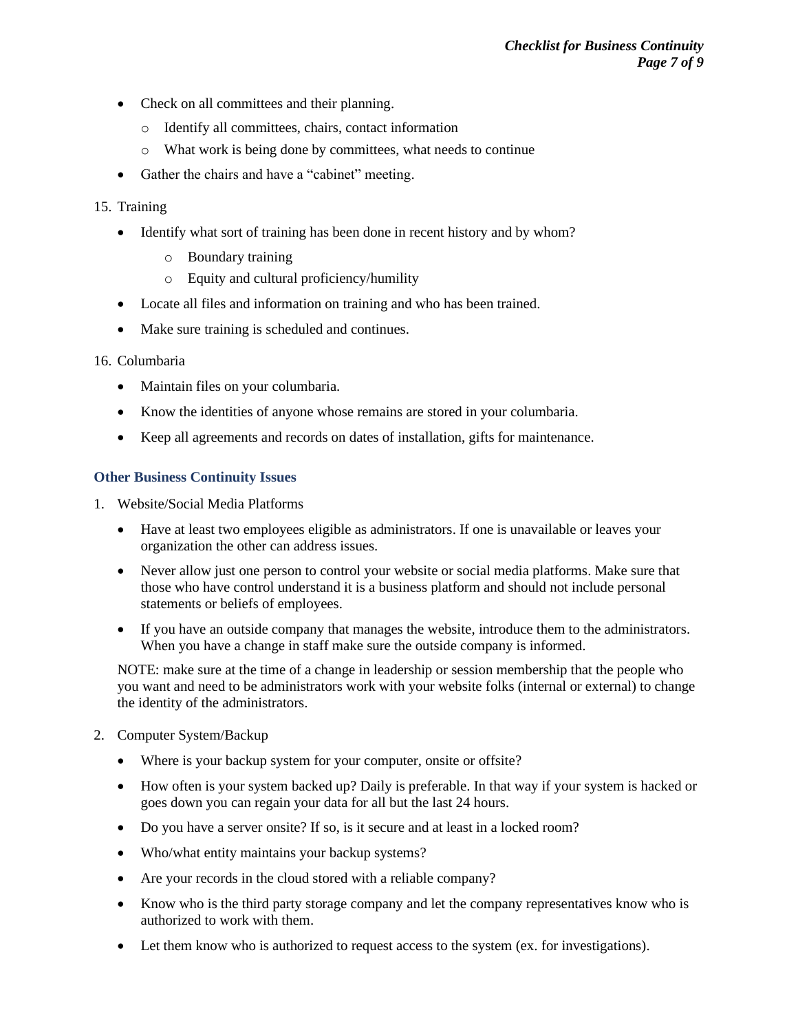- Check on all committees and their planning.
  - Identify all committees, chairs, contact information
  - What work is being done by committees, what needs to continue
- Gather the chairs and have a "cabinet" meeting.

15. Training

- Identify what sort of training has been done in recent history and by whom?
  - Boundary training
  - Equity and cultural proficiency/humility
- Locate all files and information on training and who has been trained.
- Make sure training is scheduled and continues.

16. Columbaria

- Maintain files on your columbaria.
- Know the identities of anyone whose remains are stored in your columbaria.
- Keep all agreements and records on dates of installation, gifts for maintenance.

### Other Business Continuity Issues

1. Website/Social Media Platforms

- Have at least two employees eligible as administrators. If one is unavailable or leaves your organization the other can address issues.
- Never allow just one person to control your website or social media platforms. Make sure that those who have control understand it is a business platform and should not include personal statements or beliefs of employees.
- If you have an outside company that manages the website, introduce them to the administrators. When you have a change in staff make sure the outside company is informed.

NOTE: make sure at the time of a change in leadership or session membership that the people who you want and need to be administrators work with your website folks (internal or external) to change the identity of the administrators.

2. Computer System/Backup

- Where is your backup system for your computer, onsite or offsite?
- How often is your system backed up? Daily is preferable. In that way if your system is hacked or goes down you can regain your data for all but the last 24 hours.
- Do you have a server onsite? If so, is it secure and at least in a locked room?
- Who/what entity maintains your backup systems?
- Are your records in the cloud stored with a reliable company?
- Know who is the third party storage company and let the company representatives know who is authorized to work with them.
- Let them know who is authorized to request access to the system (ex. for investigations).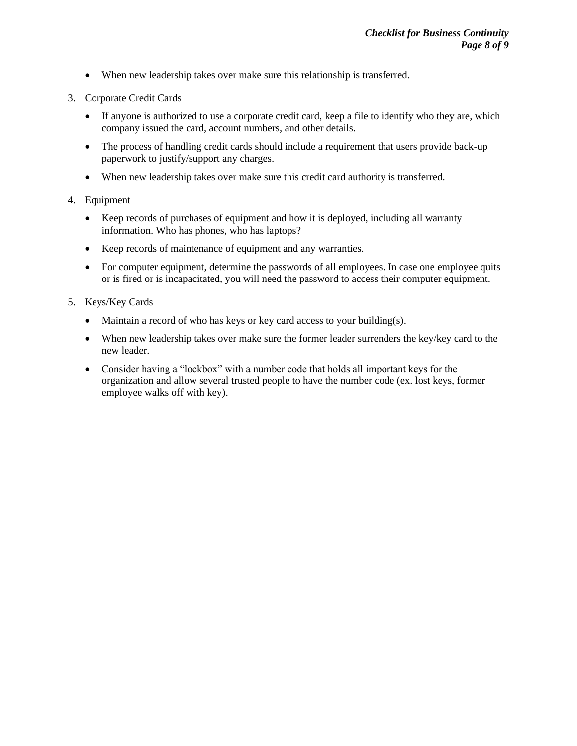- When new leadership takes over make sure this relationship is transferred.

3. Corporate Credit Cards

    - If anyone is authorized to use a corporate credit card, keep a file to identify who they are, which company issued the card, account numbers, and other details.
    - The process of handling credit cards should include a requirement that users provide back-up paperwork to justify/support any charges.
    - When new leadership takes over make sure this credit card authority is transferred.

4. Equipment

    - Keep records of purchases of equipment and how it is deployed, including all warranty information. Who has phones, who has laptops?
    - Keep records of maintenance of equipment and any warranties.
    - For computer equipment, determine the passwords of all employees. In case one employee quits or is fired or is incapacitated, you will need the password to access their computer equipment.

5. Keys/Key Cards

    - Maintain a record of who has keys or key card access to your building(s).
    - When new leadership takes over make sure the former leader surrenders the key/key card to the new leader.
    - Consider having a "lockbox" with a number code that holds all important keys for the organization and allow several trusted people to have the number code (ex. lost keys, former employee walks off with key).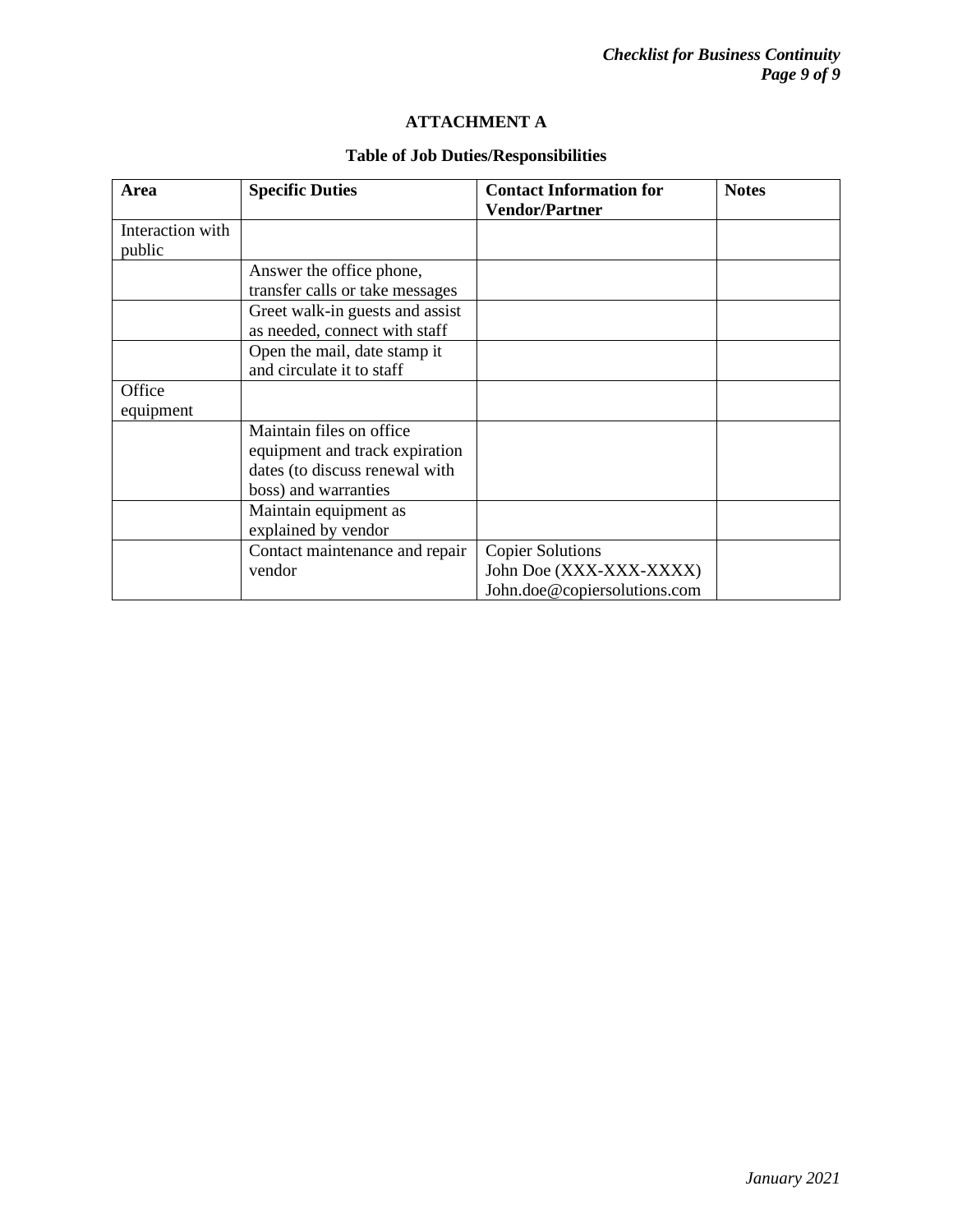## ATTACHMENT A

### Table of Job Duties/Responsibilities

| Area | Specific Duties | Contact Information for Vendor/Partner | Notes |
| --- | --- | --- | --- |
| Interaction with public | | | |
| | Answer the office phone, transfer calls or take messages | | |
| | Greet walk-in guests and assist as needed, connect with staff | | |
| | Open the mail, date stamp it and circulate it to staff | | |
| Office equipment | | | |
| | Maintain files on office equipment and track expiration dates (to discuss renewal with boss) and warranties | | |
| | Maintain equipment as explained by vendor | | |
| | Contact maintenance and repair vendor | Copier Solutions<br>John Doe (XXX-XXX-XXXX)<br>John.doe@copiersolutions.com | |

*January 2021*